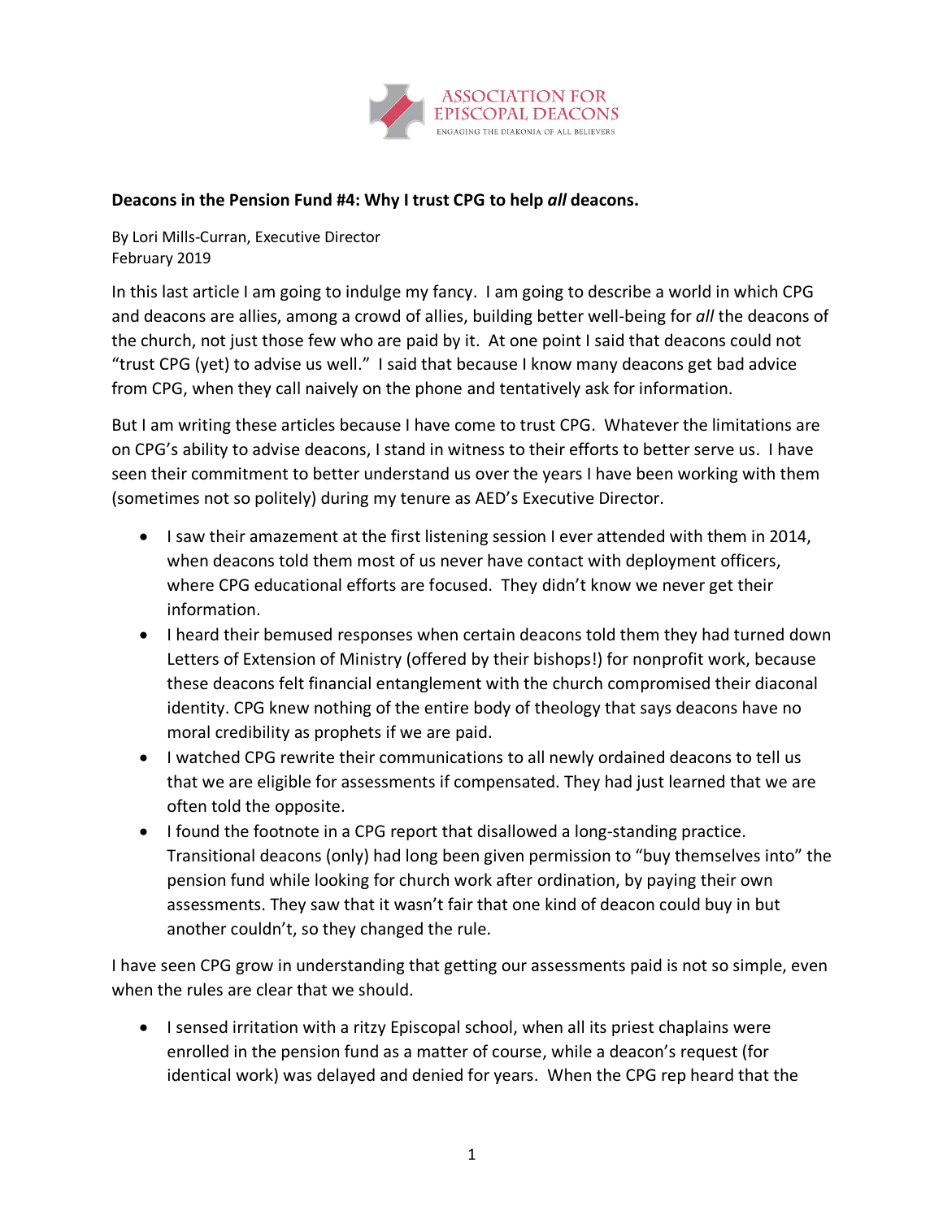ASSOCIATION FOR EPISCOPAL DEACONS
ENGAGING THE DIAKONIA OF ALL BELIEVERS

**Deacons in the Pension Fund #4: Why I trust CPG to help *all* deacons.**

By Lori Mills-Curran, Executive Director
February 2019

In this last article I am going to indulge my fancy. I am going to describe a world in which CPG and deacons are allies, among a crowd of allies, building better well-being for *all* the deacons of the church, not just those few who are paid by it. At one point I said that deacons could not "trust CPG (yet) to advise us well." I said that because I know many deacons get bad advice from CPG, when they call naively on the phone and tentatively ask for information.

But I am writing these articles because I have come to trust CPG. Whatever the limitations are on CPG's ability to advise deacons, I stand in witness to their efforts to better serve us. I have seen their commitment to better understand us over the years I have been working with them (sometimes not so politely) during my tenure as AED's Executive Director.

- I saw their amazement at the first listening session I ever attended with them in 2014, when deacons told them most of us never have contact with deployment officers, where CPG educational efforts are focused. They didn't know we never get their information.
- I heard their bemused responses when certain deacons told them they had turned down Letters of Extension of Ministry (offered by their bishops!) for nonprofit work, because these deacons felt financial entanglement with the church compromised their diaconal identity. CPG knew nothing of the entire body of theology that says deacons have no moral credibility as prophets if we are paid.
- I watched CPG rewrite their communications to all newly ordained deacons to tell us that we are eligible for assessments if compensated. They had just learned that we are often told the opposite.
- I found the footnote in a CPG report that disallowed a long-standing practice. Transitional deacons (only) had long been given permission to "buy themselves into" the pension fund while looking for church work after ordination, by paying their own assessments. They saw that it wasn't fair that one kind of deacon could buy in but another couldn't, so they changed the rule.

I have seen CPG grow in understanding that getting our assessments paid is not so simple, even when the rules are clear that we should.

- I sensed irritation with a ritzy Episcopal school, when all its priest chaplains were enrolled in the pension fund as a matter of course, while a deacon's request (for identical work) was delayed and denied for years. When the CPG rep heard that the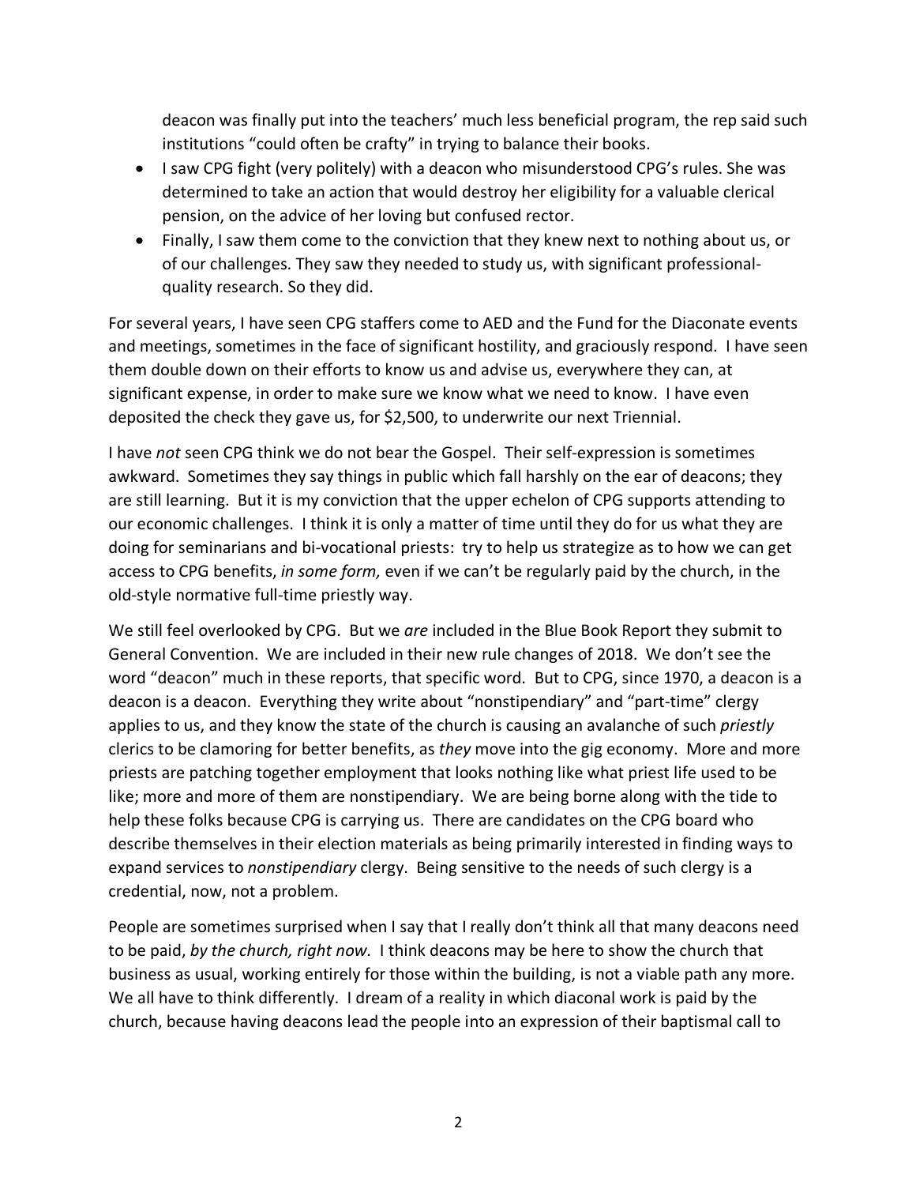deacon was finally put into the teachers' much less beneficial program, the rep said such institutions "could often be crafty" in trying to balance their books.

- I saw CPG fight (very politely) with a deacon who misunderstood CPG's rules. She was determined to take an action that would destroy her eligibility for a valuable clerical pension, on the advice of her loving but confused rector.
- Finally, I saw them come to the conviction that they knew next to nothing about us, or of our challenges. They saw they needed to study us, with significant professional-quality research. So they did.

For several years, I have seen CPG staffers come to AED and the Fund for the Diaconate events and meetings, sometimes in the face of significant hostility, and graciously respond. I have seen them double down on their efforts to know us and advise us, everywhere they can, at significant expense, in order to make sure we know what we need to know. I have even deposited the check they gave us, for $2,500, to underwrite our next Triennial.

I have *not* seen CPG think we do not bear the Gospel. Their self-expression is sometimes awkward. Sometimes they say things in public which fall harshly on the ear of deacons; they are still learning. But it is my conviction that the upper echelon of CPG supports attending to our economic challenges. I think it is only a matter of time until they do for us what they are doing for seminarians and bi-vocational priests: try to help us strategize as to how we can get access to CPG benefits, *in some form,* even if we can't be regularly paid by the church, in the old-style normative full-time priestly way.

We still feel overlooked by CPG. But we *are* included in the Blue Book Report they submit to General Convention. We are included in their new rule changes of 2018. We don't see the word "deacon" much in these reports, that specific word. But to CPG, since 1970, a deacon is a deacon is a deacon. Everything they write about "nonstipendiary" and "part-time" clergy applies to us, and they know the state of the church is causing an avalanche of such *priestly* clerics to be clamoring for better benefits, as *they* move into the gig economy. More and more priests are patching together employment that looks nothing like what priest life used to be like; more and more of them are nonstipendiary. We are being borne along with the tide to help these folks because CPG is carrying us. There are candidates on the CPG board who describe themselves in their election materials as being primarily interested in finding ways to expand services to *nonstipendiary* clergy. Being sensitive to the needs of such clergy is a credential, now, not a problem.

People are sometimes surprised when I say that I really don't think all that many deacons need to be paid, *by the church, right now.* I think deacons may be here to show the church that business as usual, working entirely for those within the building, is not a viable path any more. We all have to think differently. I dream of a reality in which diaconal work is paid by the church, because having deacons lead the people into an expression of their baptismal call to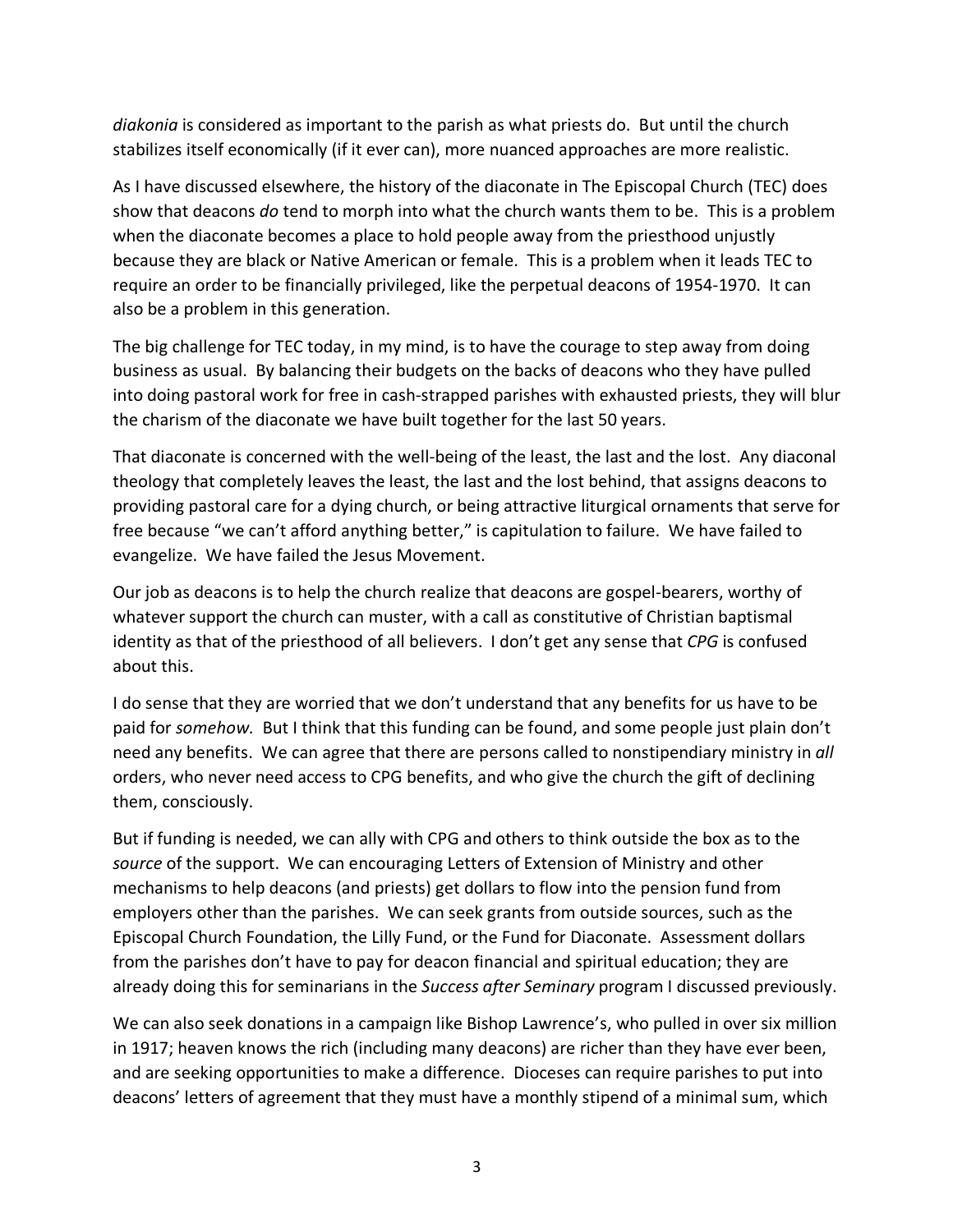*diakonia* is considered as important to the parish as what priests do. But until the church stabilizes itself economically (if it ever can), more nuanced approaches are more realistic.

As I have discussed elsewhere, the history of the diaconate in The Episcopal Church (TEC) does show that deacons *do* tend to morph into what the church wants them to be. This is a problem when the diaconate becomes a place to hold people away from the priesthood unjustly because they are black or Native American or female. This is a problem when it leads TEC to require an order to be financially privileged, like the perpetual deacons of 1954-1970. It can also be a problem in this generation.

The big challenge for TEC today, in my mind, is to have the courage to step away from doing business as usual. By balancing their budgets on the backs of deacons who they have pulled into doing pastoral work for free in cash-strapped parishes with exhausted priests, they will blur the charism of the diaconate we have built together for the last 50 years.

That diaconate is concerned with the well-being of the least, the last and the lost. Any diaconal theology that completely leaves the least, the last and the lost behind, that assigns deacons to providing pastoral care for a dying church, or being attractive liturgical ornaments that serve for free because "we can't afford anything better," is capitulation to failure. We have failed to evangelize. We have failed the Jesus Movement.

Our job as deacons is to help the church realize that deacons are gospel-bearers, worthy of whatever support the church can muster, with a call as constitutive of Christian baptismal identity as that of the priesthood of all believers. I don't get any sense that *CPG* is confused about this.

I do sense that they are worried that we don't understand that any benefits for us have to be paid for *somehow.* But I think that this funding can be found, and some people just plain don't need any benefits. We can agree that there are persons called to nonstipendiary ministry in *all* orders, who never need access to CPG benefits, and who give the church the gift of declining them, consciously.

But if funding is needed, we can ally with CPG and others to think outside the box as to the *source* of the support. We can encouraging Letters of Extension of Ministry and other mechanisms to help deacons (and priests) get dollars to flow into the pension fund from employers other than the parishes. We can seek grants from outside sources, such as the Episcopal Church Foundation, the Lilly Fund, or the Fund for Diaconate. Assessment dollars from the parishes don't have to pay for deacon financial and spiritual education; they are already doing this for seminarians in the *Success after Seminary* program I discussed previously.

We can also seek donations in a campaign like Bishop Lawrence's, who pulled in over six million in 1917; heaven knows the rich (including many deacons) are richer than they have ever been, and are seeking opportunities to make a difference. Dioceses can require parishes to put into deacons' letters of agreement that they must have a monthly stipend of a minimal sum, which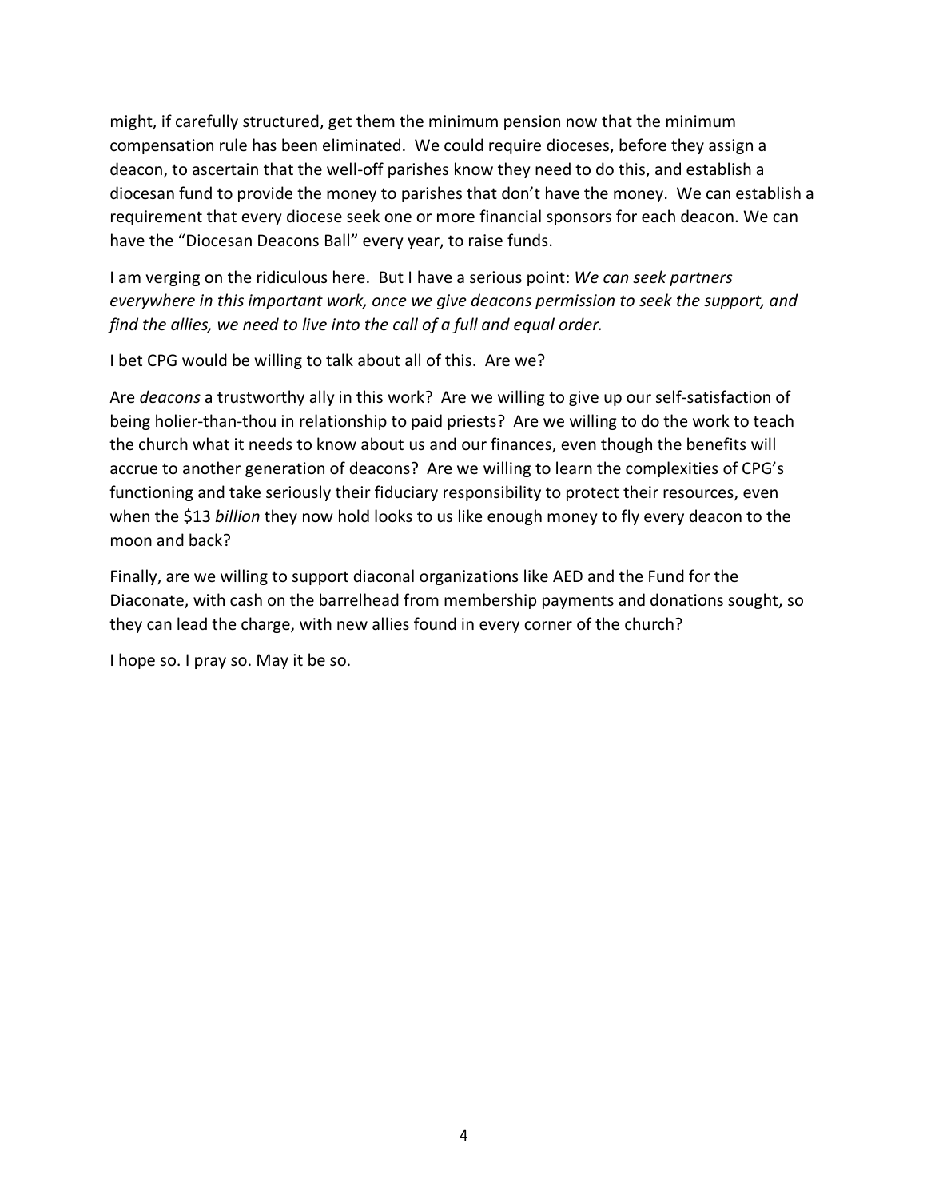might, if carefully structured, get them the minimum pension now that the minimum compensation rule has been eliminated. We could require dioceses, before they assign a deacon, to ascertain that the well-off parishes know they need to do this, and establish a diocesan fund to provide the money to parishes that don't have the money. We can establish a requirement that every diocese seek one or more financial sponsors for each deacon. We can have the "Diocesan Deacons Ball" every year, to raise funds.

I am verging on the ridiculous here. But I have a serious point: *We can seek partners everywhere in this important work, once we give deacons permission to seek the support, and find the allies, we need to live into the call of a full and equal order.*

I bet CPG would be willing to talk about all of this. Are we?

Are *deacons* a trustworthy ally in this work? Are we willing to give up our self-satisfaction of being holier-than-thou in relationship to paid priests? Are we willing to do the work to teach the church what it needs to know about us and our finances, even though the benefits will accrue to another generation of deacons? Are we willing to learn the complexities of CPG's functioning and take seriously their fiduciary responsibility to protect their resources, even when the $13 *billion* they now hold looks to us like enough money to fly every deacon to the moon and back?

Finally, are we willing to support diaconal organizations like AED and the Fund for the Diaconate, with cash on the barrelhead from membership payments and donations sought, so they can lead the charge, with new allies found in every corner of the church?

I hope so. I pray so. May it be so.